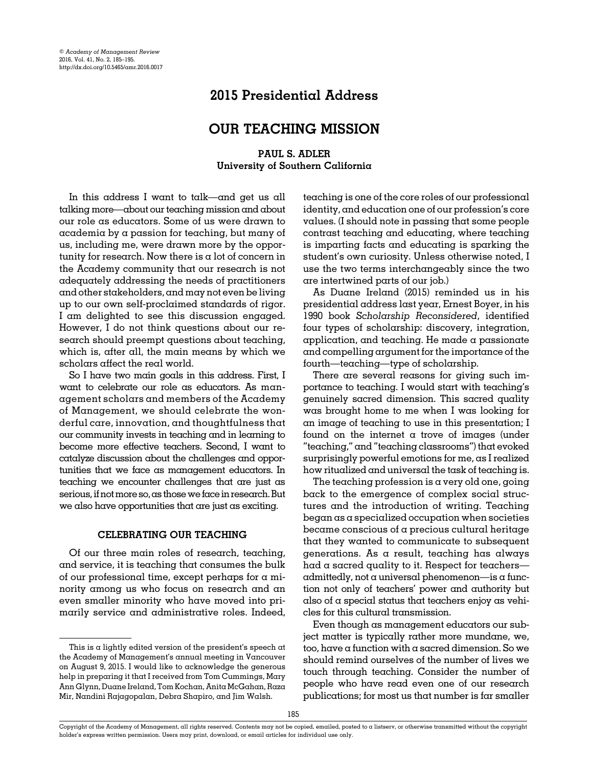# 2015 Presidential Address

## OUR TEACHING MISSION

**PAUL S. ADLER**
**University of Southern California**

In this address I want to talk—and get us all talking more—about our teaching mission and about our role as educators. Some of us were drawn to academia by a passion for teaching, but many of us, including me, were drawn more by the opportunity for research. Now there is a lot of concern in the Academy community that our research is not adequately addressing the needs of practitioners and other stakeholders, and may not even be living up to our own self-proclaimed standards of rigor. I am delighted to see this discussion engaged. However, I do not think questions about our research should preempt questions about teaching, which is, after all, the main means by which we scholars affect the real world.

So I have two main goals in this address. First, I want to celebrate our role as educators. As management scholars and members of the Academy of Management, we should celebrate the wonderful care, innovation, and thoughtfulness that our community invests in teaching and in learning to become more effective teachers. Second, I want to catalyze discussion about the challenges and opportunities that we face as management educators. In teaching we encounter challenges that are just as serious, if not more so, as those we face in research. But we also have opportunities that are just as exciting.

### CELEBRATING OUR TEACHING

Of our three main roles of research, teaching, and service, it is teaching that consumes the bulk of our professional time, except perhaps for a minority among us who focus on research and an even smaller minority who have moved into primarily service and administrative roles. Indeed, teaching is one of the core roles of our professional identity, and education one of our profession's core values. (I should note in passing that some people contrast teaching and educating, where teaching is imparting facts and educating is sparking the student's own curiosity. Unless otherwise noted, I use the two terms interchangeably since the two are intertwined parts of our job.)

As Duane Ireland (2015) reminded us in his presidential address last year, Ernest Boyer, in his 1990 book *Scholarship Reconsidered*, identified four types of scholarship: discovery, integration, application, and teaching. He made a passionate and compelling argument for the importance of the fourth—teaching—type of scholarship.

There are several reasons for giving such importance to teaching. I would start with teaching's genuinely sacred dimension. This sacred quality was brought home to me when I was looking for an image of teaching to use in this presentation; I found on the internet a trove of images (under "teaching," and "teaching classrooms") that evoked surprisingly powerful emotions for me, as I realized how ritualized and universal the task of teaching is.

The teaching profession is a very old one, going back to the emergence of complex social structures and the introduction of writing. Teaching began as a specialized occupation when societies became conscious of a precious cultural heritage that they wanted to communicate to subsequent generations. As a result, teaching has always had a sacred quality to it. Respect for teachers—admittedly, not a universal phenomenon—is a function not only of teachers' power and authority but also of a special status that teachers enjoy as vehicles for this cultural transmission.

Even though as management educators our subject matter is typically rather more mundane, we, too, have a function with a sacred dimension. So we should remind ourselves of the number of lives we touch through teaching. Consider the number of people who have read even one of our research publications; for most us that number is far smaller

---

This is a lightly edited version of the president's speech at the Academy of Management's annual meeting in Vancouver on August 9, 2015. I would like to acknowledge the generous help in preparing it that I received from Tom Cummings, Mary Ann Glynn, Duane Ireland, Tom Kochan, Anita McGahan, Raza Mir, Nandini Rajagopalan, Debra Shapiro, and Jim Walsh.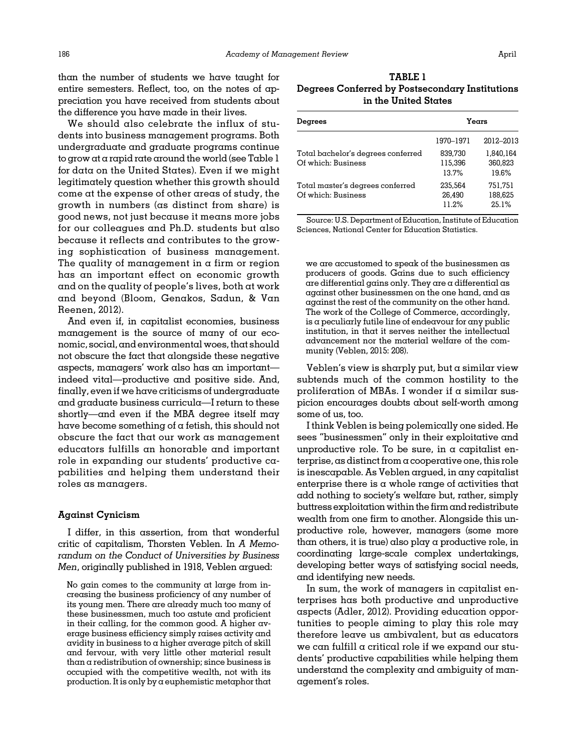than the number of students we have taught for entire semesters. Reflect, too, on the notes of appreciation you have received from students about the difference you have made in their lives.

We should also celebrate the influx of students into business management programs. Both undergraduate and graduate programs continue to grow at a rapid rate around the world (see Table 1 for data on the United States). Even if we might legitimately question whether this growth should come at the expense of other areas of study, the growth in numbers (as distinct from share) is good news, not just because it means more jobs for our colleagues and Ph.D. students but also because it reflects and contributes to the growing sophistication of business management. The quality of management in a firm or region has an important effect on economic growth and on the quality of people's lives, both at work and beyond (Bloom, Genakos, Sadun, & Van Reenen, 2012).

And even if, in capitalist economies, business management is the source of many of our economic, social, and environmental woes, that should not obscure the fact that alongside these negative aspects, managers' work also has an important—indeed vital—productive and positive side. And, finally, even if we have criticisms of undergraduate and graduate business curricula—I return to these shortly—and even if the MBA degree itself may have become something of a fetish, this should not obscure the fact that our work as management educators fulfills an honorable and important role in expanding our students' productive capabilities and helping them understand their roles as managers.

**TABLE 1**
**Degrees Conferred by Postsecondary Institutions in the United States**

| Degrees | Years | |
|---|---|---|
| | 1970–1971 | 2012–2013 |
| Total bachelor's degrees conferred | 839,730 | 1,840,164 |
| Of which: Business | 115,396 | 360,823 |
| | 13.7% | 19.6% |
| Total master's degrees conferred | 235,564 | 751,751 |
| Of which: Business | 26,490 | 188,625 |
| | 11.2% | 25.1% |

Source: U.S. Department of Education, Institute of Education Sciences, National Center for Education Statistics.

### Against Cynicism

I differ, in this assertion, from that wonderful critic of capitalism, Thorsten Veblen. In *A Memorandum on the Conduct of Universities by Business Men*, originally published in 1918, Veblen argued:

> No gain comes to the community at large from increasing the business proficiency of any number of its young men. There are already much too many of these businessmen, much too astute and proficient in their calling, for the common good. A higher average business efficiency simply raises activity and avidity in business to a higher average pitch of skill and fervour, with very little other material result than a redistribution of ownership; since business is occupied with the competitive wealth, not with its production. It is only by a euphemistic metaphor that we are accustomed to speak of the businessmen as producers of goods. Gains due to such efficiency are differential gains only. They are a differential as against other businessmen on the one hand, and as against the rest of the community on the other hand. The work of the College of Commerce, accordingly, is a peculiarly futile line of endeavour for any public institution, in that it serves neither the intellectual advancement nor the material welfare of the community (Veblen, 2015: 208).

Veblen's view is sharply put, but a similar view subtends much of the common hostility to the proliferation of MBAs. I wonder if a similar suspicion encourages doubts about self-worth among some of us, too.

I think Veblen is being polemically one sided. He sees "businessmen" only in their exploitative and unproductive role. To be sure, in a capitalist enterprise, as distinct from a cooperative one, this role is inescapable. As Veblen argued, in any capitalist enterprise there is a whole range of activities that add nothing to society's welfare but, rather, simply buttress exploitation within the firm and redistribute wealth from one firm to another. Alongside this unproductive role, however, managers (some more than others, it is true) also play a productive role, in coordinating large-scale complex undertakings, developing better ways of satisfying social needs, and identifying new needs.

In sum, the work of managers in capitalist enterprises has both productive and unproductive aspects (Adler, 2012). Providing education opportunities to people aiming to play this role may therefore leave us ambivalent, but as educators we can fulfill a critical role if we expand our students' productive capabilities while helping them understand the complexity and ambiguity of management's roles.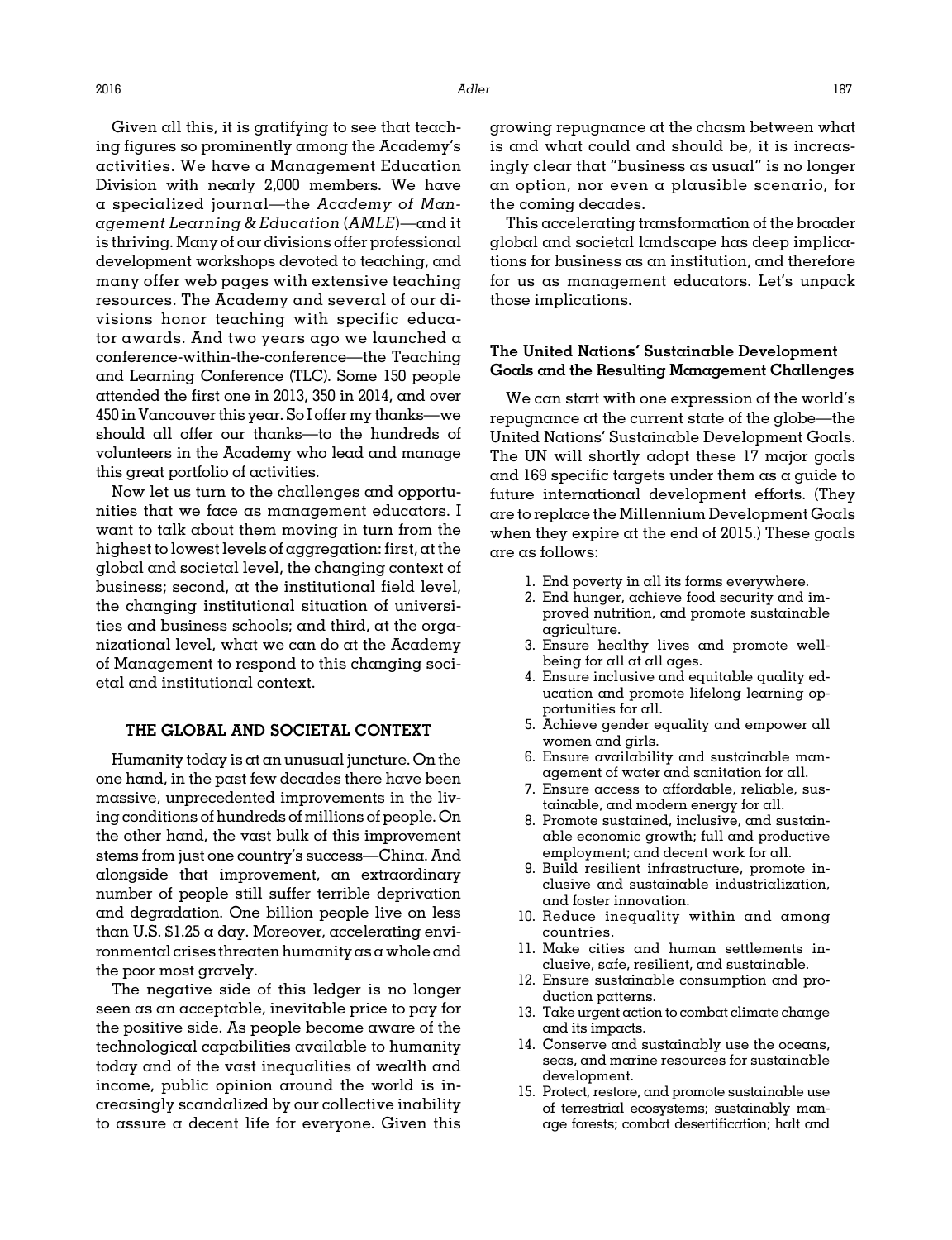Given all this, it is gratifying to see that teaching figures so prominently among the Academy's activities. We have a Management Education Division with nearly 2,000 members. We have a specialized journal—the *Academy of Management Learning & Education* (*AMLE*)—and it is thriving. Many of our divisions offer professional development workshops devoted to teaching, and many offer web pages with extensive teaching resources. The Academy and several of our divisions honor teaching with specific educator awards. And two years ago we launched a conference-within-the-conference—the Teaching and Learning Conference (TLC). Some 150 people attended the first one in 2013, 350 in 2014, and over 450 in Vancouver this year. So I offer my thanks—we should all offer our thanks—to the hundreds of volunteers in the Academy who lead and manage this great portfolio of activities.

Now let us turn to the challenges and opportunities that we face as management educators. I want to talk about them moving in turn from the highest to lowest levels of aggregation: first, at the global and societal level, the changing context of business; second, at the institutional field level, the changing institutional situation of universities and business schools; and third, at the organizational level, what we can do at the Academy of Management to respond to this changing societal and institutional context.

## THE GLOBAL AND SOCIETAL CONTEXT

Humanity today is at an unusual juncture. On the one hand, in the past few decades there have been massive, unprecedented improvements in the living conditions of hundreds of millions of people. On the other hand, the vast bulk of this improvement stems from just one country's success—China. And alongside that improvement, an extraordinary number of people still suffer terrible deprivation and degradation. One billion people live on less than U.S. $1.25 a day. Moreover, accelerating environmental crises threaten humanity as a whole and the poor most gravely.

The negative side of this ledger is no longer seen as an acceptable, inevitable price to pay for the positive side. As people become aware of the technological capabilities available to humanity today and of the vast inequalities of wealth and income, public opinion around the world is increasingly scandalized by our collective inability to assure a decent life for everyone. Given this growing repugnance at the chasm between what is and what could and should be, it is increasingly clear that "business as usual" is no longer an option, nor even a plausible scenario, for the coming decades.

This accelerating transformation of the broader global and societal landscape has deep implications for business as an institution, and therefore for us as management educators. Let's unpack those implications.

### The United Nations' Sustainable Development Goals and the Resulting Management Challenges

We can start with one expression of the world's repugnance at the current state of the globe—the United Nations' Sustainable Development Goals. The UN will shortly adopt these 17 major goals and 169 specific targets under them as a guide to future international development efforts. (They are to replace the Millennium Development Goals when they expire at the end of 2015.) These goals are as follows:

1. End poverty in all its forms everywhere.
2. End hunger, achieve food security and improved nutrition, and promote sustainable agriculture.
3. Ensure healthy lives and promote well-being for all at all ages.
4. Ensure inclusive and equitable quality education and promote lifelong learning opportunities for all.
5. Achieve gender equality and empower all women and girls.
6. Ensure availability and sustainable management of water and sanitation for all.
7. Ensure access to affordable, reliable, sustainable, and modern energy for all.
8. Promote sustained, inclusive, and sustainable economic growth; full and productive employment; and decent work for all.
9. Build resilient infrastructure, promote inclusive and sustainable industrialization, and foster innovation.
10. Reduce inequality within and among countries.
11. Make cities and human settlements inclusive, safe, resilient, and sustainable.
12. Ensure sustainable consumption and production patterns.
13. Take urgent action to combat climate change and its impacts.
14. Conserve and sustainably use the oceans, seas, and marine resources for sustainable development.
15. Protect, restore, and promote sustainable use of terrestrial ecosystems; sustainably manage forests; combat desertification; halt and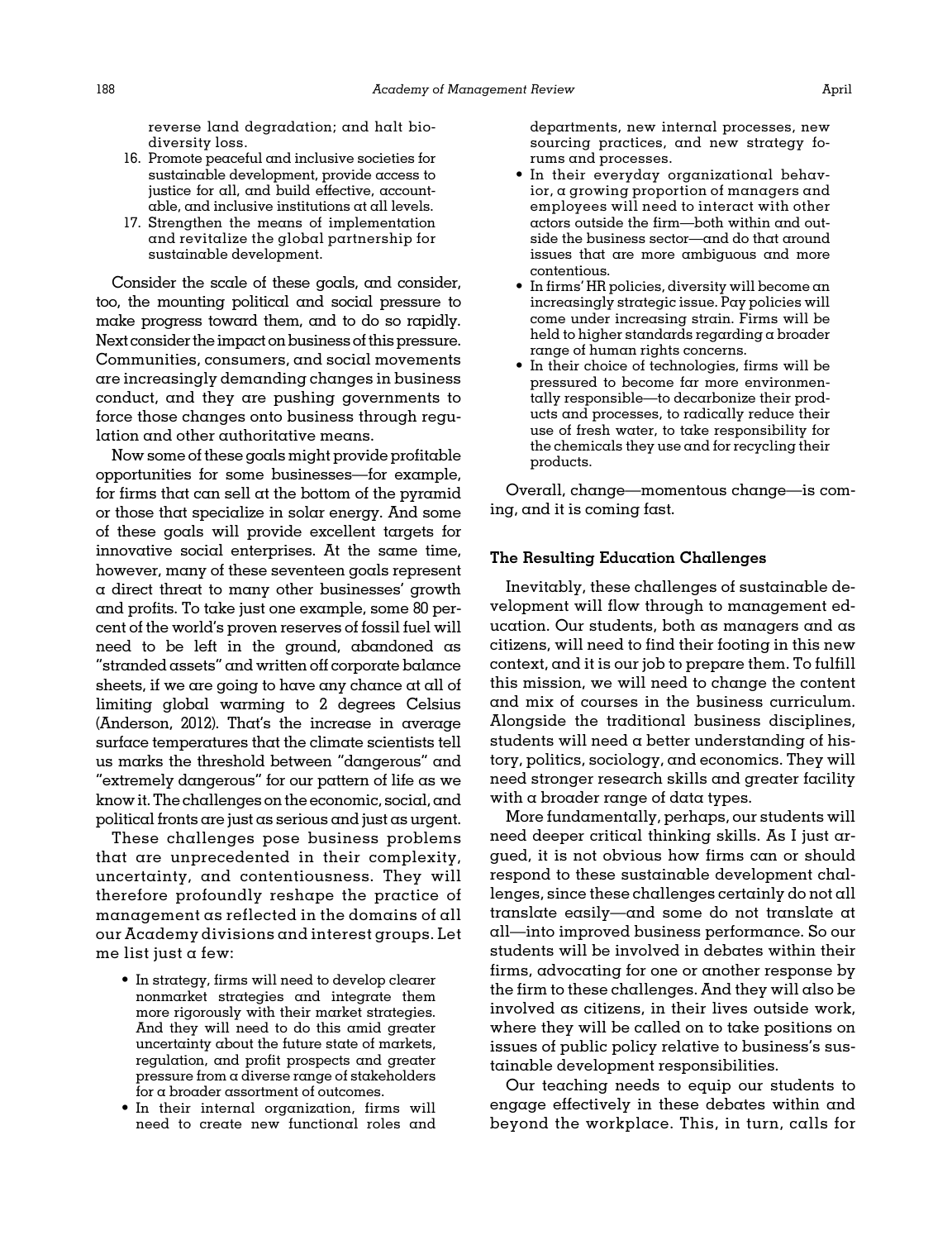reverse land degradation; and halt biodiversity loss.

16. Promote peaceful and inclusive societies for sustainable development, provide access to justice for all, and build effective, accountable, and inclusive institutions at all levels.
17. Strengthen the means of implementation and revitalize the global partnership for sustainable development.

Consider the scale of these goals, and consider, too, the mounting political and social pressure to make progress toward them, and to do so rapidly. Next consider the impact on business of this pressure. Communities, consumers, and social movements are increasingly demanding changes in business conduct, and they are pushing governments to force those changes onto business through regulation and other authoritative means.

Now some of these goals might provide profitable opportunities for some businesses—for example, for firms that can sell at the bottom of the pyramid or those that specialize in solar energy. And some of these goals will provide excellent targets for innovative social enterprises. At the same time, however, many of these seventeen goals represent a direct threat to many other businesses' growth and profits. To take just one example, some 80 percent of the world's proven reserves of fossil fuel will need to be left in the ground, abandoned as "stranded assets" and written off corporate balance sheets, if we are going to have any chance at all of limiting global warming to 2 degrees Celsius (Anderson, 2012). That's the increase in average surface temperatures that the climate scientists tell us marks the threshold between "dangerous" and "extremely dangerous" for our pattern of life as we know it. The challenges on the economic, social, and political fronts are just as serious and just as urgent.

These challenges pose business problems that are unprecedented in their complexity, uncertainty, and contentiousness. They will therefore profoundly reshape the practice of management as reflected in the domains of all our Academy divisions and interest groups. Let me list just a few:

- In strategy, firms will need to develop clearer nonmarket strategies and integrate them more rigorously with their market strategies. And they will need to do this amid greater uncertainty about the future state of markets, regulation, and profit prospects and greater pressure from a diverse range of stakeholders for a broader assortment of outcomes.
- In their internal organization, firms will need to create new functional roles and departments, new internal processes, new sourcing practices, and new strategy forums and processes.
- In their everyday organizational behavior, a growing proportion of managers and employees will need to interact with other actors outside the firm—both within and outside the business sector—and do that around issues that are more ambiguous and more contentious.
- In firms' HR policies, diversity will become an increasingly strategic issue. Pay policies will come under increasing strain. Firms will be held to higher standards regarding a broader range of human rights concerns.
- In their choice of technologies, firms will be pressured to become far more environmentally responsible—to decarbonize their products and processes, to radically reduce their use of fresh water, to take responsibility for the chemicals they use and for recycling their products.

Overall, change—momentous change—is coming, and it is coming fast.

### The Resulting Education Challenges

Inevitably, these challenges of sustainable development will flow through to management education. Our students, both as managers and as citizens, will need to find their footing in this new context, and it is our job to prepare them. To fulfill this mission, we will need to change the content and mix of courses in the business curriculum. Alongside the traditional business disciplines, students will need a better understanding of history, politics, sociology, and economics. They will need stronger research skills and greater facility with a broader range of data types.

More fundamentally, perhaps, our students will need deeper critical thinking skills. As I just argued, it is not obvious how firms can or should respond to these sustainable development challenges, since these challenges certainly do not all translate easily—and some do not translate at all—into improved business performance. So our students will be involved in debates within their firms, advocating for one or another response by the firm to these challenges. And they will also be involved as citizens, in their lives outside work, where they will be called on to take positions on issues of public policy relative to business's sustainable development responsibilities.

Our teaching needs to equip our students to engage effectively in these debates within and beyond the workplace. This, in turn, calls for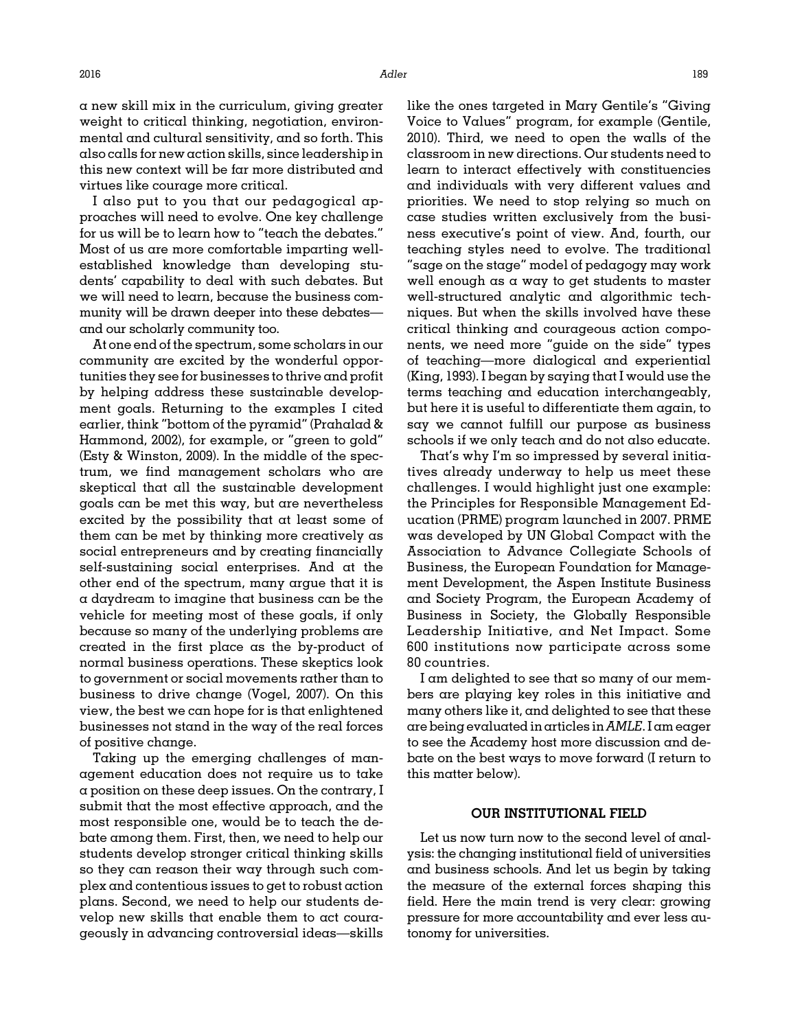a new skill mix in the curriculum, giving greater weight to critical thinking, negotiation, environmental and cultural sensitivity, and so forth. This also calls for new action skills, since leadership in this new context will be far more distributed and virtues like courage more critical.

I also put to you that our pedagogical approaches will need to evolve. One key challenge for us will be to learn how to "teach the debates." Most of us are more comfortable imparting well-established knowledge than developing students' capability to deal with such debates. But we will need to learn, because the business community will be drawn deeper into these debates—and our scholarly community too.

At one end of the spectrum, some scholars in our community are excited by the wonderful opportunities they see for businesses to thrive and profit by helping address these sustainable development goals. Returning to the examples I cited earlier, think "bottom of the pyramid" (Prahalad & Hammond, 2002), for example, or "green to gold" (Esty & Winston, 2009). In the middle of the spectrum, we find management scholars who are skeptical that all the sustainable development goals can be met this way, but are nevertheless excited by the possibility that at least some of them can be met by thinking more creatively as social entrepreneurs and by creating financially self-sustaining social enterprises. And at the other end of the spectrum, many argue that it is a daydream to imagine that business can be the vehicle for meeting most of these goals, if only because so many of the underlying problems are created in the first place as the by-product of normal business operations. These skeptics look to government or social movements rather than to business to drive change (Vogel, 2007). On this view, the best we can hope for is that enlightened businesses not stand in the way of the real forces of positive change.

Taking up the emerging challenges of management education does not require us to take a position on these deep issues. On the contrary, I submit that the most effective approach, and the most responsible one, would be to teach the debate among them. First, then, we need to help our students develop stronger critical thinking skills so they can reason their way through such complex and contentious issues to get to robust action plans. Second, we need to help our students develop new skills that enable them to act courageously in advancing controversial ideas—skills like the ones targeted in Mary Gentile's "Giving Voice to Values" program, for example (Gentile, 2010). Third, we need to open the walls of the classroom in new directions. Our students need to learn to interact effectively with constituencies and individuals with very different values and priorities. We need to stop relying so much on case studies written exclusively from the business executive's point of view. And, fourth, our teaching styles need to evolve. The traditional "sage on the stage" model of pedagogy may work well enough as a way to get students to master well-structured analytic and algorithmic techniques. But when the skills involved have these critical thinking and courageous action components, we need more "guide on the side" types of teaching—more dialogical and experiential (King, 1993). I began by saying that I would use the terms teaching and education interchangeably, but here it is useful to differentiate them again, to say we cannot fulfill our purpose as business schools if we only teach and do not also educate.

That's why I'm so impressed by several initiatives already underway to help us meet these challenges. I would highlight just one example: the Principles for Responsible Management Education (PRME) program launched in 2007. PRME was developed by UN Global Compact with the Association to Advance Collegiate Schools of Business, the European Foundation for Management Development, the Aspen Institute Business and Society Program, the European Academy of Business in Society, the Globally Responsible Leadership Initiative, and Net Impact. Some 600 institutions now participate across some 80 countries.

I am delighted to see that so many of our members are playing key roles in this initiative and many others like it, and delighted to see that these are being evaluated in articles in *AMLE*. I am eager to see the Academy host more discussion and debate on the best ways to move forward (I return to this matter below).

## OUR INSTITUTIONAL FIELD

Let us now turn now to the second level of analysis: the changing institutional field of universities and business schools. And let us begin by taking the measure of the external forces shaping this field. Here the main trend is very clear: growing pressure for more accountability and ever less autonomy for universities.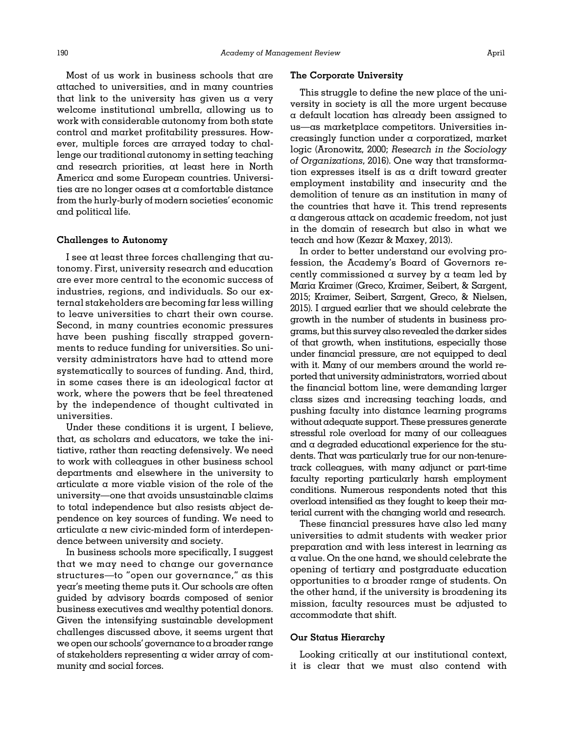Most of us work in business schools that are attached to universities, and in many countries that link to the university has given us a very welcome institutional umbrella, allowing us to work with considerable autonomy from both state control and market profitability pressures. However, multiple forces are arrayed today to challenge our traditional autonomy in setting teaching and research priorities, at least here in North America and some European countries. Universities are no longer oases at a comfortable distance from the hurly-burly of modern societies' economic and political life.

### Challenges to Autonomy

I see at least three forces challenging that autonomy. First, university research and education are ever more central to the economic success of industries, regions, and individuals. So our external stakeholders are becoming far less willing to leave universities to chart their own course. Second, in many countries economic pressures have been pushing fiscally strapped governments to reduce funding for universities. So university administrators have had to attend more systematically to sources of funding. And, third, in some cases there is an ideological factor at work, where the powers that be feel threatened by the independence of thought cultivated in universities.

Under these conditions it is urgent, I believe, that, as scholars and educators, we take the initiative, rather than reacting defensively. We need to work with colleagues in other business school departments and elsewhere in the university to articulate a more viable vision of the role of the university—one that avoids unsustainable claims to total independence but also resists abject dependence on key sources of funding. We need to articulate a new civic-minded form of interdependence between university and society.

In business schools more specifically, I suggest that we may need to change our governance structures—to "open our governance," as this year's meeting theme puts it. Our schools are often guided by advisory boards composed of senior business executives and wealthy potential donors. Given the intensifying sustainable development challenges discussed above, it seems urgent that we open our schools' governance to a broader range of stakeholders representing a wider array of community and social forces.

### The Corporate University

This struggle to define the new place of the university in society is all the more urgent because a default location has already been assigned to us—as marketplace competitors. Universities increasingly function under a corporatized, market logic (Aronowitz, 2000; *Research in the Sociology of Organizations*, 2016). One way that transformation expresses itself is as a drift toward greater employment instability and insecurity and the demolition of tenure as an institution in many of the countries that have it. This trend represents a dangerous attack on academic freedom, not just in the domain of research but also in what we teach and how (Kezar & Maxey, 2013).

In order to better understand our evolving profession, the Academy's Board of Governors recently commissioned a survey by a team led by Maria Kraimer (Greco, Kraimer, Seibert, & Sargent, 2015; Kraimer, Seibert, Sargent, Greco, & Nielsen, 2015). I argued earlier that we should celebrate the growth in the number of students in business programs, but this survey also revealed the darker sides of that growth, when institutions, especially those under financial pressure, are not equipped to deal with it. Many of our members around the world reported that university administrators, worried about the financial bottom line, were demanding larger class sizes and increasing teaching loads, and pushing faculty into distance learning programs without adequate support. These pressures generate stressful role overload for many of our colleagues and a degraded educational experience for the students. That was particularly true for our non-tenure-track colleagues, with many adjunct or part-time faculty reporting particularly harsh employment conditions. Numerous respondents noted that this overload intensified as they fought to keep their material current with the changing world and research.

These financial pressures have also led many universities to admit students with weaker prior preparation and with less interest in learning as a value. On the one hand, we should celebrate the opening of tertiary and postgraduate education opportunities to a broader range of students. On the other hand, if the university is broadening its mission, faculty resources must be adjusted to accommodate that shift.

### Our Status Hierarchy

Looking critically at our institutional context, it is clear that we must also contend with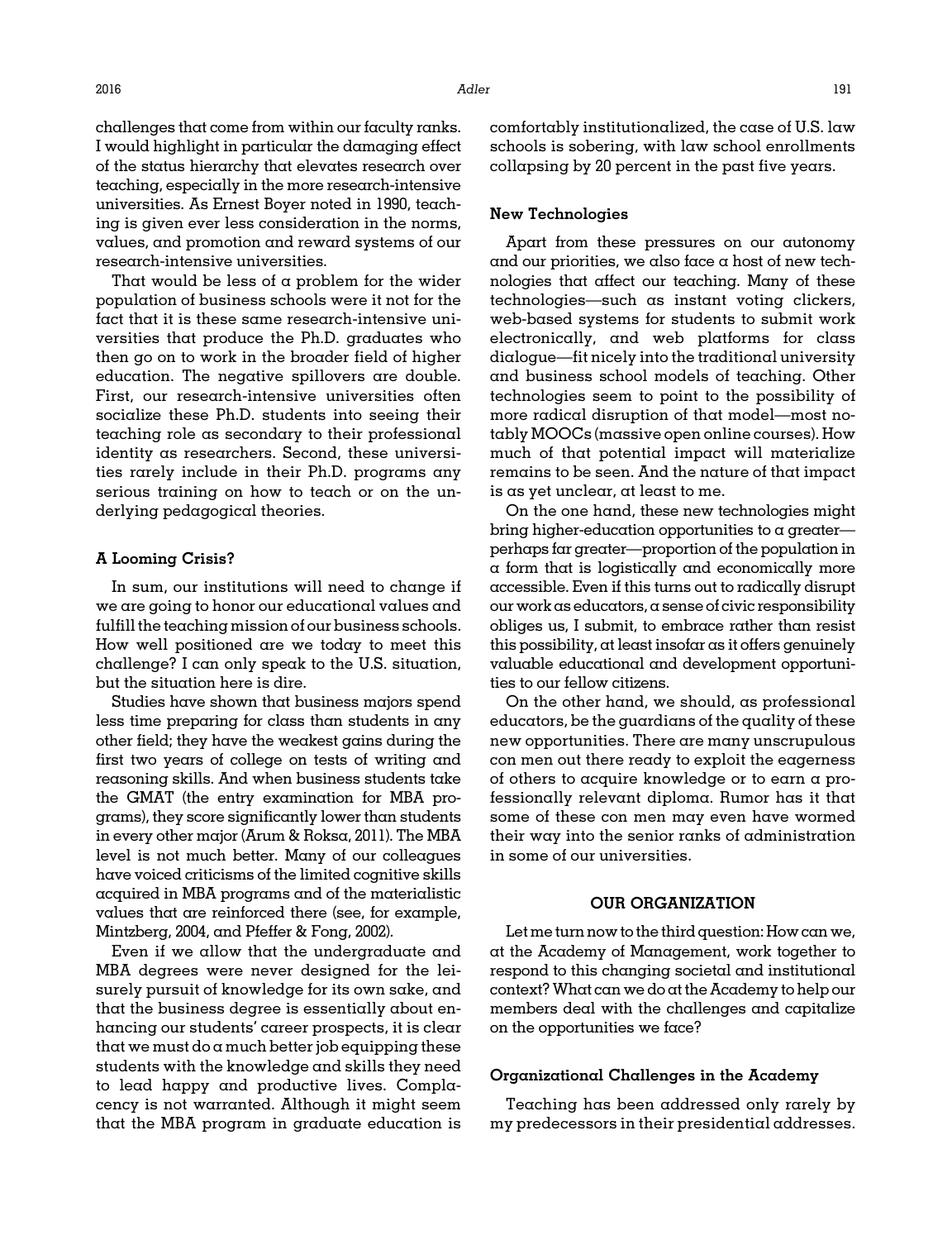challenges that come from within our faculty ranks. I would highlight in particular the damaging effect of the status hierarchy that elevates research over teaching, especially in the more research-intensive universities. As Ernest Boyer noted in 1990, teaching is given ever less consideration in the norms, values, and promotion and reward systems of our research-intensive universities.

That would be less of a problem for the wider population of business schools were it not for the fact that it is these same research-intensive universities that produce the Ph.D. graduates who then go on to work in the broader field of higher education. The negative spillovers are double. First, our research-intensive universities often socialize these Ph.D. students into seeing their teaching role as secondary to their professional identity as researchers. Second, these universities rarely include in their Ph.D. programs any serious training on how to teach or on the underlying pedagogical theories.

### A Looming Crisis?

In sum, our institutions will need to change if we are going to honor our educational values and fulfill the teaching mission of our business schools. How well positioned are we today to meet this challenge? I can only speak to the U.S. situation, but the situation here is dire.

Studies have shown that business majors spend less time preparing for class than students in any other field; they have the weakest gains during the first two years of college on tests of writing and reasoning skills. And when business students take the GMAT (the entry examination for MBA programs), they score significantly lower than students in every other major (Arum & Roksa, 2011). The MBA level is not much better. Many of our colleagues have voiced criticisms of the limited cognitive skills acquired in MBA programs and of the materialistic values that are reinforced there (see, for example, Mintzberg, 2004, and Pfeffer & Fong, 2002).

Even if we allow that the undergraduate and MBA degrees were never designed for the leisurely pursuit of knowledge for its own sake, and that the business degree is essentially about enhancing our students' career prospects, it is clear that we must do a much better job equipping these students with the knowledge and skills they need to lead happy and productive lives. Complacency is not warranted. Although it might seem that the MBA program in graduate education is comfortably institutionalized, the case of U.S. law schools is sobering, with law school enrollments collapsing by 20 percent in the past five years.

### New Technologies

Apart from these pressures on our autonomy and our priorities, we also face a host of new technologies that affect our teaching. Many of these technologies—such as instant voting clickers, web-based systems for students to submit work electronically, and web platforms for class dialogue—fit nicely into the traditional university and business school models of teaching. Other technologies seem to point to the possibility of more radical disruption of that model—most notably MOOCs (massive open online courses). How much of that potential impact will materialize remains to be seen. And the nature of that impact is as yet unclear, at least to me.

On the one hand, these new technologies might bring higher-education opportunities to a greater—perhaps far greater—proportion of the population in a form that is logistically and economically more accessible. Even if this turns out to radically disrupt our work as educators, a sense of civic responsibility obliges us, I submit, to embrace rather than resist this possibility, at least insofar as it offers genuinely valuable educational and development opportunities to our fellow citizens.

On the other hand, we should, as professional educators, be the guardians of the quality of these new opportunities. There are many unscrupulous con men out there ready to exploit the eagerness of others to acquire knowledge or to earn a professionally relevant diploma. Rumor has it that some of these con men may even have wormed their way into the senior ranks of administration in some of our universities.

## OUR ORGANIZATION

Let me turn now to the third question: How can we, at the Academy of Management, work together to respond to this changing societal and institutional context? What can we do at the Academy to help our members deal with the challenges and capitalize on the opportunities we face?

### Organizational Challenges in the Academy

Teaching has been addressed only rarely by my predecessors in their presidential addresses.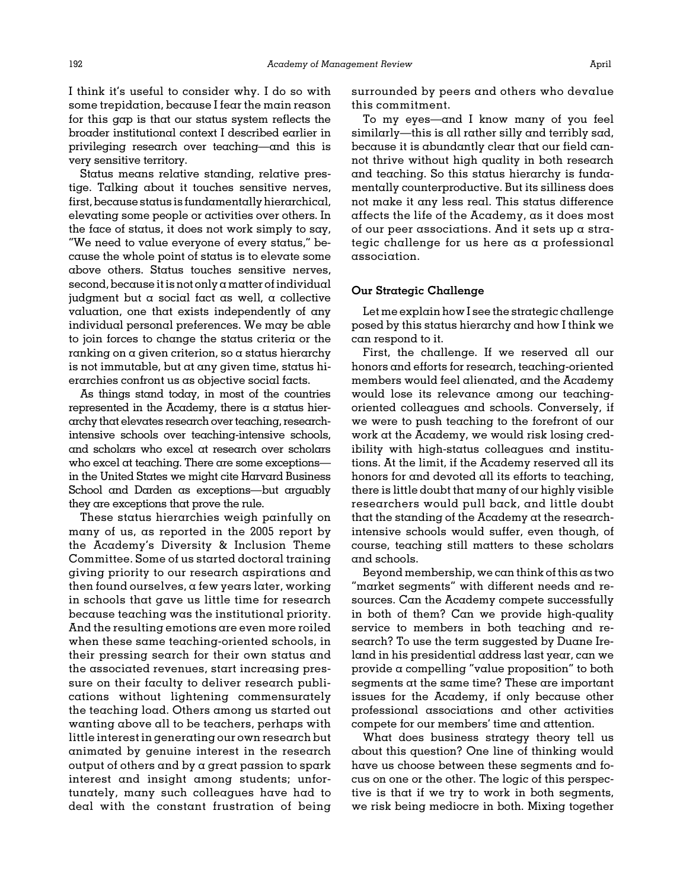I think it's useful to consider why. I do so with some trepidation, because I fear the main reason for this gap is that our status system reflects the broader institutional context I described earlier in privileging research over teaching—and this is very sensitive territory.

Status means relative standing, relative prestige. Talking about it touches sensitive nerves, first, because status is fundamentally hierarchical, elevating some people or activities over others. In the face of status, it does not work simply to say, "We need to value everyone of every status," because the whole point of status is to elevate some above others. Status touches sensitive nerves, second, because it is not only a matter of individual judgment but a social fact as well, a collective valuation, one that exists independently of any individual personal preferences. We may be able to join forces to change the status criteria or the ranking on a given criterion, so a status hierarchy is not immutable, but at any given time, status hierarchies confront us as objective social facts.

As things stand today, in most of the countries represented in the Academy, there is a status hierarchy that elevates research over teaching, research-intensive schools over teaching-intensive schools, and scholars who excel at research over scholars who excel at teaching. There are some exceptions—in the United States we might cite Harvard Business School and Darden as exceptions—but arguably they are exceptions that prove the rule.

These status hierarchies weigh painfully on many of us, as reported in the 2005 report by the Academy's Diversity & Inclusion Theme Committee. Some of us started doctoral training giving priority to our research aspirations and then found ourselves, a few years later, working in schools that gave us little time for research because teaching was the institutional priority. And the resulting emotions are even more roiled when these same teaching-oriented schools, in their pressing search for their own status and the associated revenues, start increasing pressure on their faculty to deliver research publications without lightening commensurately the teaching load. Others among us started out wanting above all to be teachers, perhaps with little interest in generating our own research but animated by genuine interest in the research output of others and by a great passion to spark interest and insight among students; unfortunately, many such colleagues have had to deal with the constant frustration of being surrounded by peers and others who devalue this commitment.

To my eyes—and I know many of you feel similarly—this is all rather silly and terribly sad, because it is abundantly clear that our field cannot thrive without high quality in both research and teaching. So this status hierarchy is fundamentally counterproductive. But its silliness does not make it any less real. This status difference affects the life of the Academy, as it does most of our peer associations. And it sets up a strategic challenge for us here as a professional association.

### Our Strategic Challenge

Let me explain how I see the strategic challenge posed by this status hierarchy and how I think we can respond to it.

First, the challenge. If we reserved all our honors and efforts for research, teaching-oriented members would feel alienated, and the Academy would lose its relevance among our teaching-oriented colleagues and schools. Conversely, if we were to push teaching to the forefront of our work at the Academy, we would risk losing credibility with high-status colleagues and institutions. At the limit, if the Academy reserved all its honors for and devoted all its efforts to teaching, there is little doubt that many of our highly visible researchers would pull back, and little doubt that the standing of the Academy at the research-intensive schools would suffer, even though, of course, teaching still matters to these scholars and schools.

Beyond membership, we can think of this as two "market segments" with different needs and resources. Can the Academy compete successfully in both of them? Can we provide high-quality service to members in both teaching and research? To use the term suggested by Duane Ireland in his presidential address last year, can we provide a compelling "value proposition" to both segments at the same time? These are important issues for the Academy, if only because other professional associations and other activities compete for our members' time and attention.

What does business strategy theory tell us about this question? One line of thinking would have us choose between these segments and focus on one or the other. The logic of this perspective is that if we try to work in both segments, we risk being mediocre in both. Mixing together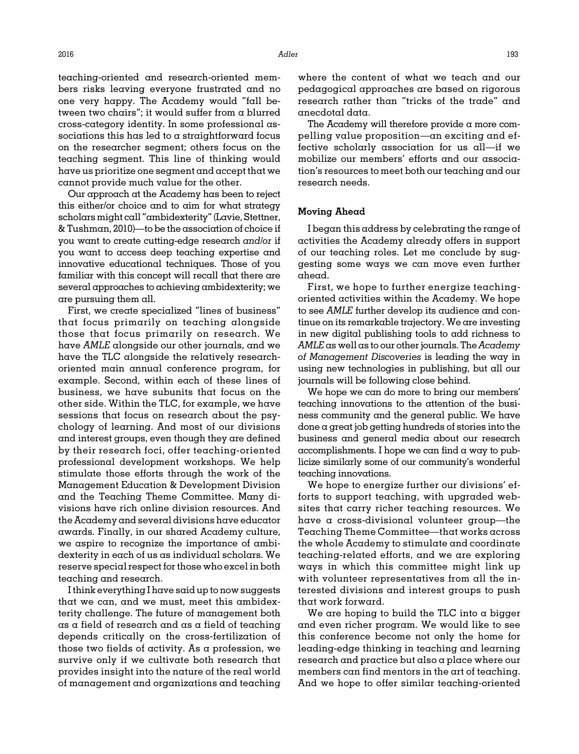teaching-oriented and research-oriented members risks leaving everyone frustrated and no one very happy. The Academy would "fall between two chairs"; it would suffer from a blurred cross-category identity. In some professional associations this has led to a straightforward focus on the researcher segment; others focus on the teaching segment. This line of thinking would have us prioritize one segment and accept that we cannot provide much value for the other.

Our approach at the Academy has been to reject this either/or choice and to aim for what strategy scholars might call "ambidexterity" (Lavie, Stettner, & Tushman, 2010)—to be the association of choice if you want to create cutting-edge research *and/or* if you want to access deep teaching expertise and innovative educational techniques. Those of you familiar with this concept will recall that there are several approaches to achieving ambidexterity; we are pursuing them all.

First, we create specialized "lines of business" that focus primarily on teaching alongside those that focus primarily on research. We have *AMLE* alongside our other journals, and we have the TLC alongside the relatively research-oriented main annual conference program, for example. Second, within each of these lines of business, we have subunits that focus on the other side. Within the TLC, for example, we have sessions that focus on research about the psychology of learning. And most of our divisions and interest groups, even though they are defined by their research foci, offer teaching-oriented professional development workshops. We help stimulate those efforts through the work of the Management Education & Development Division and the Teaching Theme Committee. Many divisions have rich online division resources. And the Academy and several divisions have educator awards. Finally, in our shared Academy culture, we aspire to recognize the importance of ambidexterity in each of us as individual scholars. We reserve special respect for those who excel in both teaching and research.

I think everything I have said up to now suggests that we can, and we must, meet this ambidexterity challenge. The future of management both as a field of research and as a field of teaching depends critically on the cross-fertilization of those two fields of activity. As a profession, we survive only if we cultivate both research that provides insight into the nature of the real world of management and organizations and teaching where the content of what we teach and our pedagogical approaches are based on rigorous research rather than "tricks of the trade" and anecdotal data.

The Academy will therefore provide a more compelling value proposition—an exciting and effective scholarly association for us all—if we mobilize our members' efforts and our association's resources to meet both our teaching and our research needs.

### Moving Ahead

I began this address by celebrating the range of activities the Academy already offers in support of our teaching roles. Let me conclude by suggesting some ways we can move even further ahead.

First, we hope to further energize teaching-oriented activities within the Academy. We hope to see *AMLE* further develop its audience and continue on its remarkable trajectory. We are investing in new digital publishing tools to add richness to *AMLE* as well as to our other journals. The *Academy of Management Discoveries* is leading the way in using new technologies in publishing, but all our journals will be following close behind.

We hope we can do more to bring our members' teaching innovations to the attention of the business community and the general public. We have done a great job getting hundreds of stories into the business and general media about our research accomplishments. I hope we can find a way to publicize similarly some of our community's wonderful teaching innovations.

We hope to energize further our divisions' efforts to support teaching, with upgraded websites that carry richer teaching resources. We have a cross-divisional volunteer group—the Teaching Theme Committee—that works across the whole Academy to stimulate and coordinate teaching-related efforts, and we are exploring ways in which this committee might link up with volunteer representatives from all the interested divisions and interest groups to push that work forward.

We are hoping to build the TLC into a bigger and even richer program. We would like to see this conference become not only the home for leading-edge thinking in teaching and learning research and practice but also a place where our members can find mentors in the art of teaching. And we hope to offer similar teaching-oriented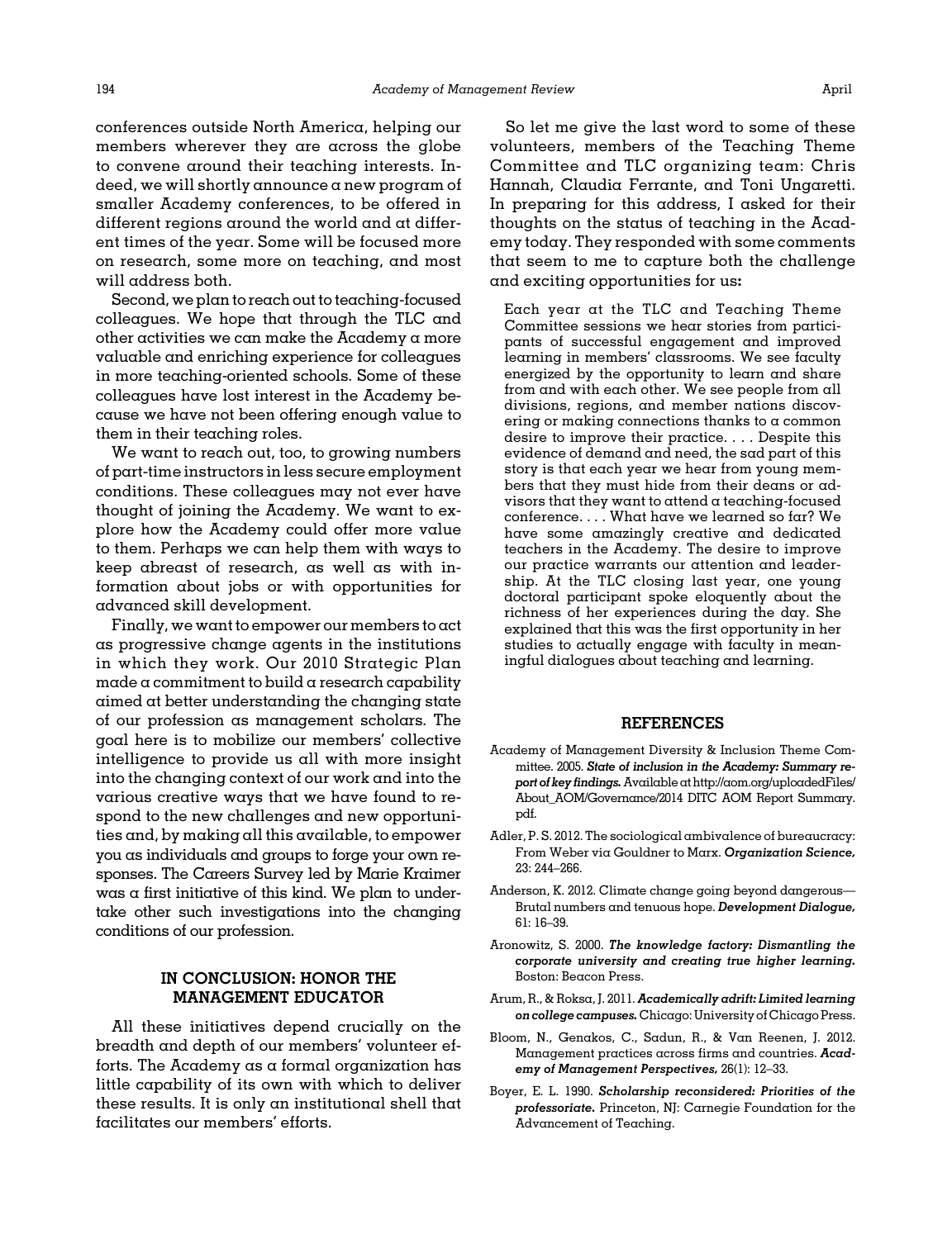conferences outside North America, helping our members wherever they are across the globe to convene around their teaching interests. Indeed, we will shortly announce a new program of smaller Academy conferences, to be offered in different regions around the world and at different times of the year. Some will be focused more on research, some more on teaching, and most will address both.

Second, we plan to reach out to teaching-focused colleagues. We hope that through the TLC and other activities we can make the Academy a more valuable and enriching experience for colleagues in more teaching-oriented schools. Some of these colleagues have lost interest in the Academy because we have not been offering enough value to them in their teaching roles.

We want to reach out, too, to growing numbers of part-time instructors in less secure employment conditions. These colleagues may not ever have thought of joining the Academy. We want to explore how the Academy could offer more value to them. Perhaps we can help them with ways to keep abreast of research, as well as with information about jobs or with opportunities for advanced skill development.

Finally, we want to empower our members to act as progressive change agents in the institutions in which they work. Our 2010 Strategic Plan made a commitment to build a research capability aimed at better understanding the changing state of our profession as management scholars. The goal here is to mobilize our members' collective intelligence to provide us all with more insight into the changing context of our work and into the various creative ways that we have found to respond to the new challenges and new opportunities and, by making all this available, to empower you as individuals and groups to forge your own responses. The Careers Survey led by Marie Kraimer was a first initiative of this kind. We plan to undertake other such investigations into the changing conditions of our profession.

## IN CONCLUSION: HONOR THE MANAGEMENT EDUCATOR

All these initiatives depend crucially on the breadth and depth of our members' volunteer efforts. The Academy as a formal organization has little capability of its own with which to deliver these results. It is only an institutional shell that facilitates our members' efforts.

So let me give the last word to some of these volunteers, members of the Teaching Theme Committee and TLC organizing team: Chris Hannah, Claudia Ferrante, and Toni Ungaretti. In preparing for this address, I asked for their thoughts on the status of teaching in the Academy today. They responded with some comments that seem to me to capture both the challenge and exciting opportunities for us:

> Each year at the TLC and Teaching Theme Committee sessions we hear stories from participants of successful engagement and improved learning in members' classrooms. We see faculty energized by the opportunity to learn and share from and with each other. We see people from all divisions, regions, and member nations discovering or making connections thanks to a common desire to improve their practice. . . . Despite this evidence of demand and need, the sad part of this story is that each year we hear from young members that they must hide from their deans or advisors that they want to attend a teaching-focused conference. . . . What have we learned so far? We have some amazingly creative and dedicated teachers in the Academy. The desire to improve our practice warrants our attention and leadership. At the TLC closing last year, one young doctoral participant spoke eloquently about the richness of her experiences during the day. She explained that this was the first opportunity in her studies to actually engage with faculty in meaningful dialogues about teaching and learning.

## REFERENCES

Academy of Management Diversity & Inclusion Theme Committee. 2005. ***State of inclusion in the Academy: Summary report of key findings.*** Available at http://aom.org/uploadedFiles/About_AOM/Governance/2014 DITC AOM Report Summary.pdf.

Adler, P. S. 2012. The sociological ambivalence of bureaucracy: From Weber via Gouldner to Marx. ***Organization Science,*** 23: 244–266.

Anderson, K. 2012. Climate change going beyond dangerous—Brutal numbers and tenuous hope. ***Development Dialogue,*** 61: 16–39.

Aronowitz, S. 2000. ***The knowledge factory: Dismantling the corporate university and creating true higher learning.*** Boston: Beacon Press.

Arum, R., & Roksa, J. 2011. ***Academically adrift: Limited learning on college campuses.*** Chicago: University of Chicago Press.

Bloom, N., Genakos, C., Sadun, R., & Van Reenen, J. 2012. Management practices across firms and countries. ***Academy of Management Perspectives,*** 26(1): 12–33.

Boyer, E. L. 1990. ***Scholarship reconsidered: Priorities of the professoriate.*** Princeton, NJ: Carnegie Foundation for the Advancement of Teaching.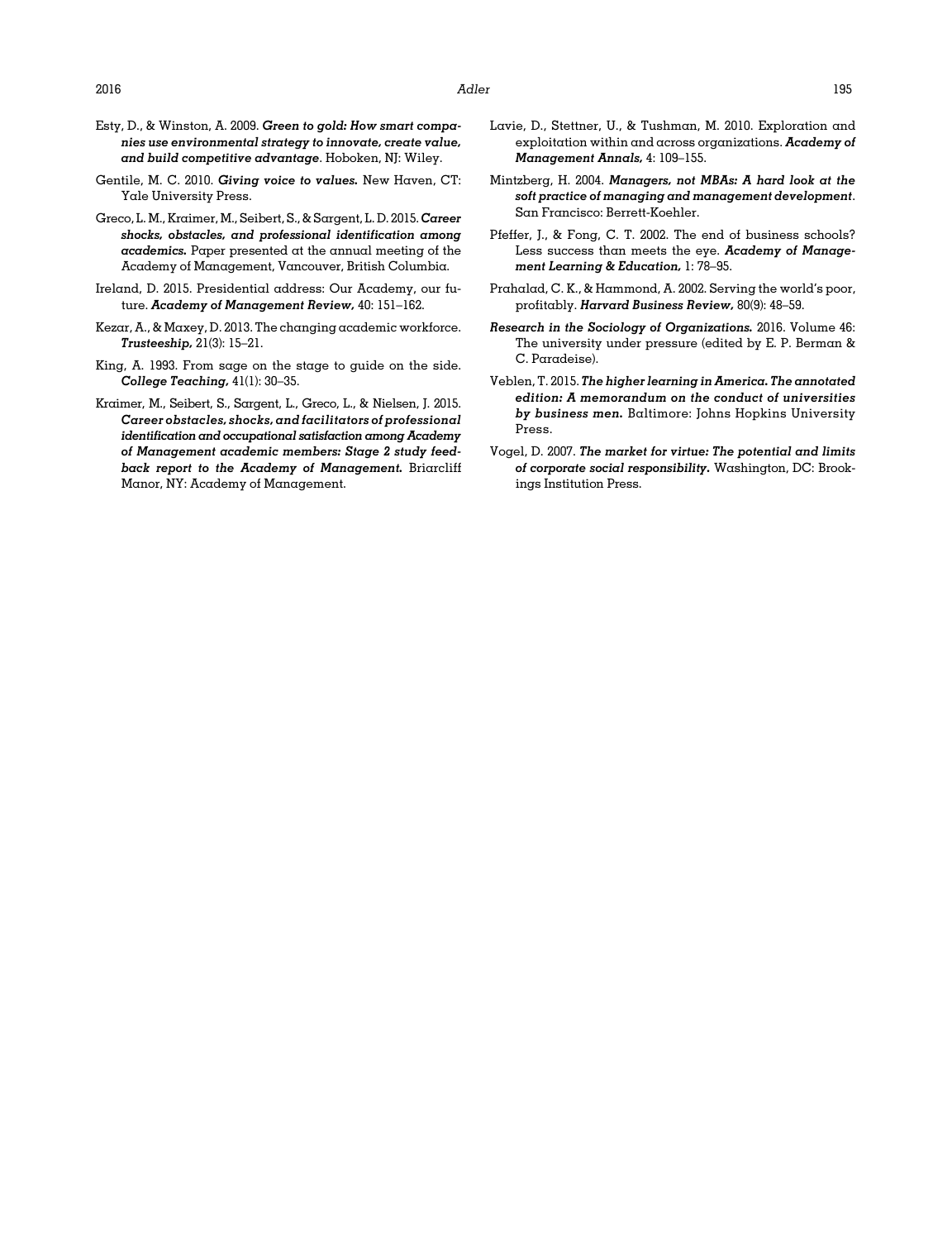Esty, D., & Winston, A. 2009. ***Green to gold: How smart companies use environmental strategy to innovate, create value, and build competitive advantage***. Hoboken, NJ: Wiley.

Gentile, M. C. 2010. ***Giving voice to values.*** New Haven, CT: Yale University Press.

Greco, L. M., Kraimer, M., Seibert, S., & Sargent, L. D. 2015. ***Career shocks, obstacles, and professional identification among academics.*** Paper presented at the annual meeting of the Academy of Management, Vancouver, British Columbia.

Ireland, D. 2015. Presidential address: Our Academy, our future. ***Academy of Management Review,*** 40: 151–162.

Kezar, A., & Maxey, D. 2013. The changing academic workforce. ***Trusteeship,*** 21(3): 15–21.

King, A. 1993. From sage on the stage to guide on the side. ***College Teaching,*** 41(1): 30–35.

Kraimer, M., Seibert, S., Sargent, L., Greco, L., & Nielsen, J. 2015. ***Career obstacles, shocks, and facilitators of professional identification and occupational satisfaction among Academy of Management academic members: Stage 2 study feedback report to the Academy of Management.*** Briarcliff Manor, NY: Academy of Management.

Lavie, D., Stettner, U., & Tushman, M. 2010. Exploration and exploitation within and across organizations. ***Academy of Management Annals,*** 4: 109–155.

Mintzberg, H. 2004. ***Managers, not MBAs: A hard look at the soft practice of managing and management development***. San Francisco: Berrett-Koehler.

Pfeffer, J., & Fong, C. T. 2002. The end of business schools? Less success than meets the eye. ***Academy of Management Learning & Education,*** 1: 78–95.

Prahalad, C. K., & Hammond, A. 2002. Serving the world's poor, profitably. ***Harvard Business Review,*** 80(9): 48–59.

***Research in the Sociology of Organizations.*** 2016. Volume 46: The university under pressure (edited by E. P. Berman & C. Paradeise).

Veblen, T. 2015. ***The higher learning in America. The annotated edition: A memorandum on the conduct of universities by business men.*** Baltimore: Johns Hopkins University Press.

Vogel, D. 2007. ***The market for virtue: The potential and limits of corporate social responsibility.*** Washington, DC: Brookings Institution Press.